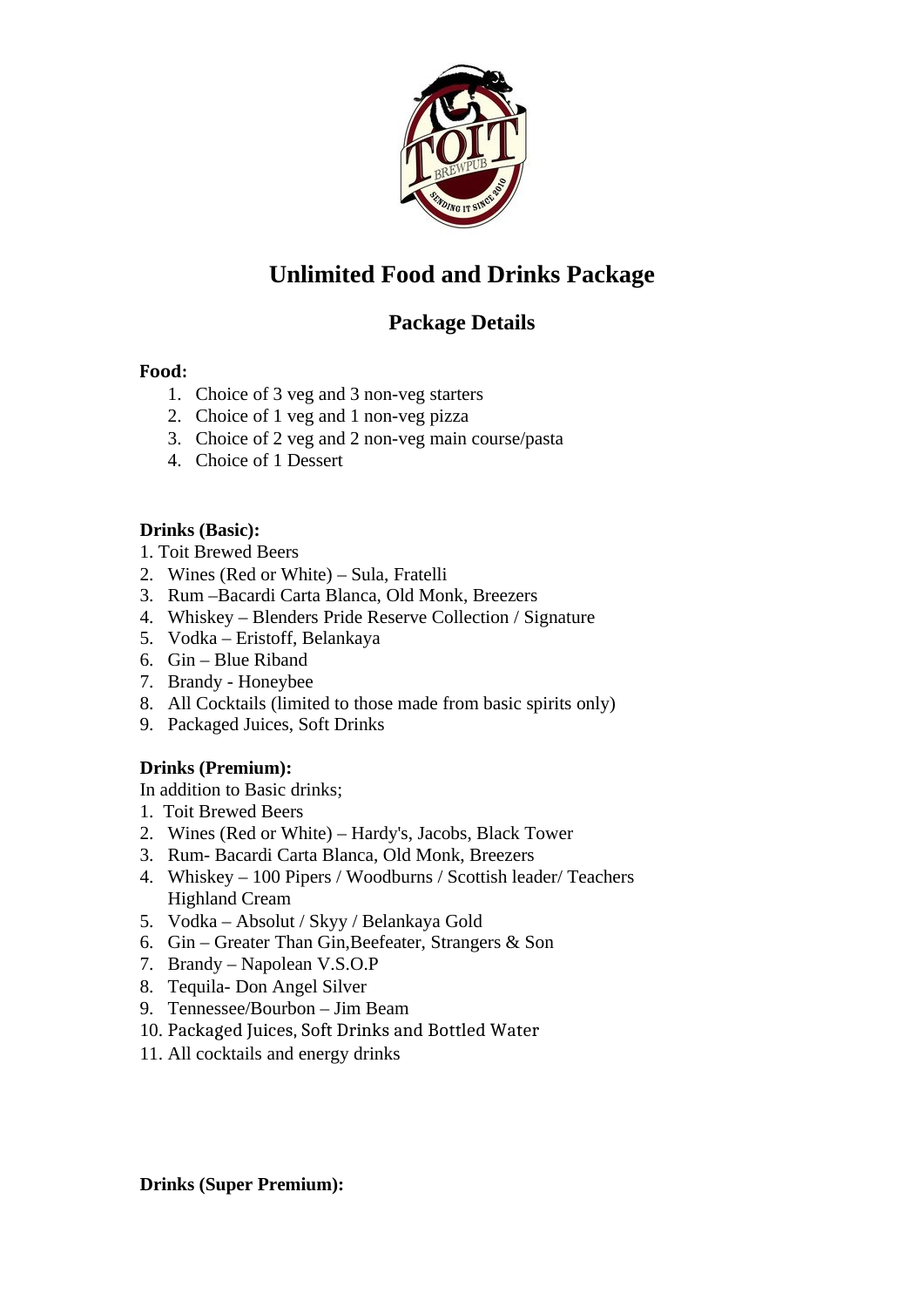# Unlimited Food and Drinks Package

## Package Details

**Food:**

1. Choice of 3 veg and 3 non-veg starters
2. Choice of 1 veg and 1 non-veg pizza
3. Choice of 2 veg and 2 non-veg main course/pasta
4. Choice of 1 Dessert

**Drinks (Basic):**

1. Toit Brewed Beers
2. Wines (Red or White) – Sula, Fratelli
3. Rum –Bacardi Carta Blanca, Old Monk, Breezers
4. Whiskey – Blenders Pride Reserve Collection / Signature
5. Vodka – Eristoff, Belankaya
6. Gin – Blue Riband
7. Brandy - Honeybee
8. All Cocktails (limited to those made from basic spirits only)
9. Packaged Juices, Soft Drinks

**Drinks (Premium):**

In addition to Basic drinks;

1. Toit Brewed Beers
2. Wines (Red or White) – Hardy's, Jacobs, Black Tower
3. Rum- Bacardi Carta Blanca, Old Monk, Breezers
4. Whiskey – 100 Pipers / Woodburns / Scottish leader/ Teachers Highland Cream
5. Vodka – Absolut / Skyy / Belankaya Gold
6. Gin – Greater Than Gin,Beefeater, Strangers & Son
7. Brandy – Napolean V.S.O.P
8. Tequila- Don Angel Silver
9. Tennessee/Bourbon – Jim Beam
10. Packaged Juices, Soft Drinks and Bottled Water
11. All cocktails and energy drinks

**Drinks (Super Premium):**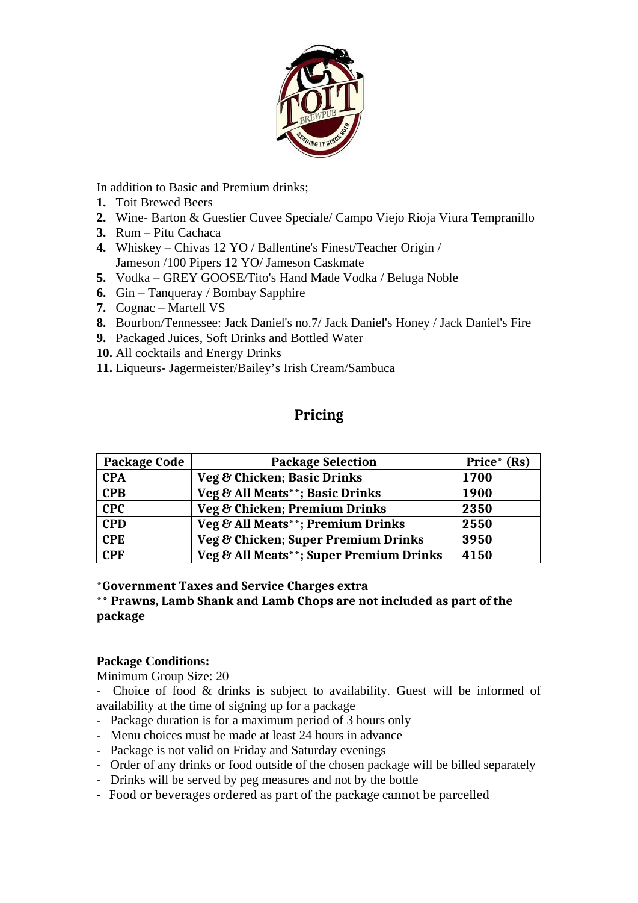In addition to Basic and Premium drinks;

1. Toit Brewed Beers
2. Wine- Barton & Guestier Cuvee Speciale/ Campo Viejo Rioja Viura Tempranillo
3. Rum – Pitu Cachaca
4. Whiskey – Chivas 12 YO / Ballentine's Finest/Teacher Origin / Jameson /100 Pipers 12 YO/ Jameson Caskmate
5. Vodka – GREY GOOSE/Tito's Hand Made Vodka / Beluga Noble
6. Gin – Tanqueray / Bombay Sapphire
7. Cognac – Martell VS
8. Bourbon/Tennessee: Jack Daniel's no.7/ Jack Daniel's Honey / Jack Daniel's Fire
9. Packaged Juices, Soft Drinks and Bottled Water
10. All cocktails and Energy Drinks
11. Liqueurs- Jagermeister/Bailey's Irish Cream/Sambuca

## Pricing

| Package Code | Package Selection | Price* (Rs) |
|---|---|---|
| **CPA** | **Veg & Chicken; Basic Drinks** | **1700** |
| **CPB** | **Veg & All Meats**; Basic Drinks** | **1900** |
| **CPC** | **Veg & Chicken; Premium Drinks** | **2350** |
| **CPD** | **Veg & All Meats**; Premium Drinks** | **2550** |
| **CPE** | **Veg & Chicken; Super Premium Drinks** | **3950** |
| **CPF** | **Veg & All Meats**; Super Premium Drinks** | **4150** |

***Government Taxes and Service Charges extra**

**** Prawns, Lamb Shank and Lamb Chops are not included as part of the package**

**Package Conditions:**

Minimum Group Size: 20

- Choice of food & drinks is subject to availability. Guest will be informed of availability at the time of signing up for a package
- Package duration is for a maximum period of 3 hours only
- Menu choices must be made at least 24 hours in advance
- Package is not valid on Friday and Saturday evenings
- Order of any drinks or food outside of the chosen package will be billed separately
- Drinks will be served by peg measures and not by the bottle
- Food or beverages ordered as part of the package cannot be parcelled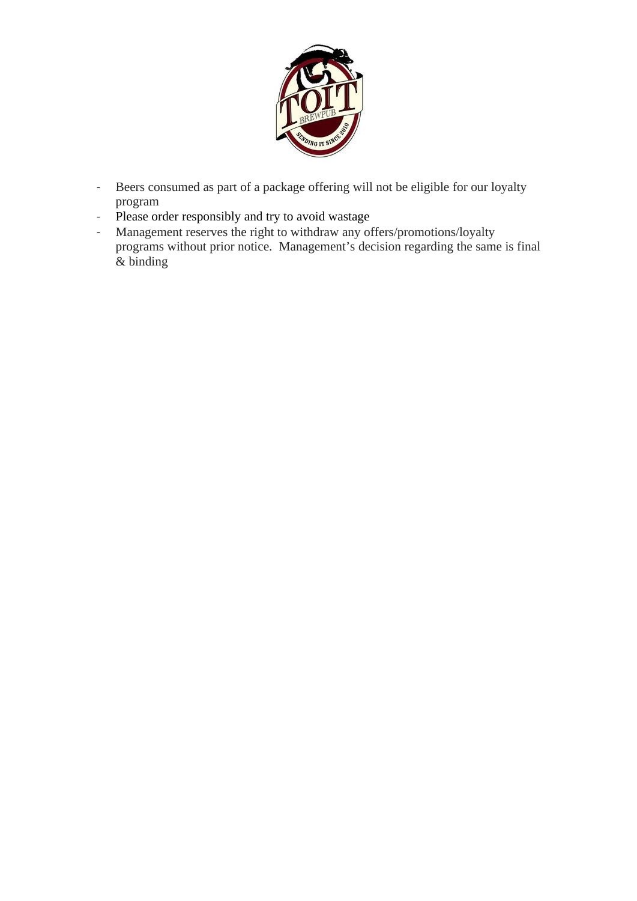- Beers consumed as part of a package offering will not be eligible for our loyalty program
- Please order responsibly and try to avoid wastage
- Management reserves the right to withdraw any offers/promotions/loyalty programs without prior notice. Management's decision regarding the same is final & binding